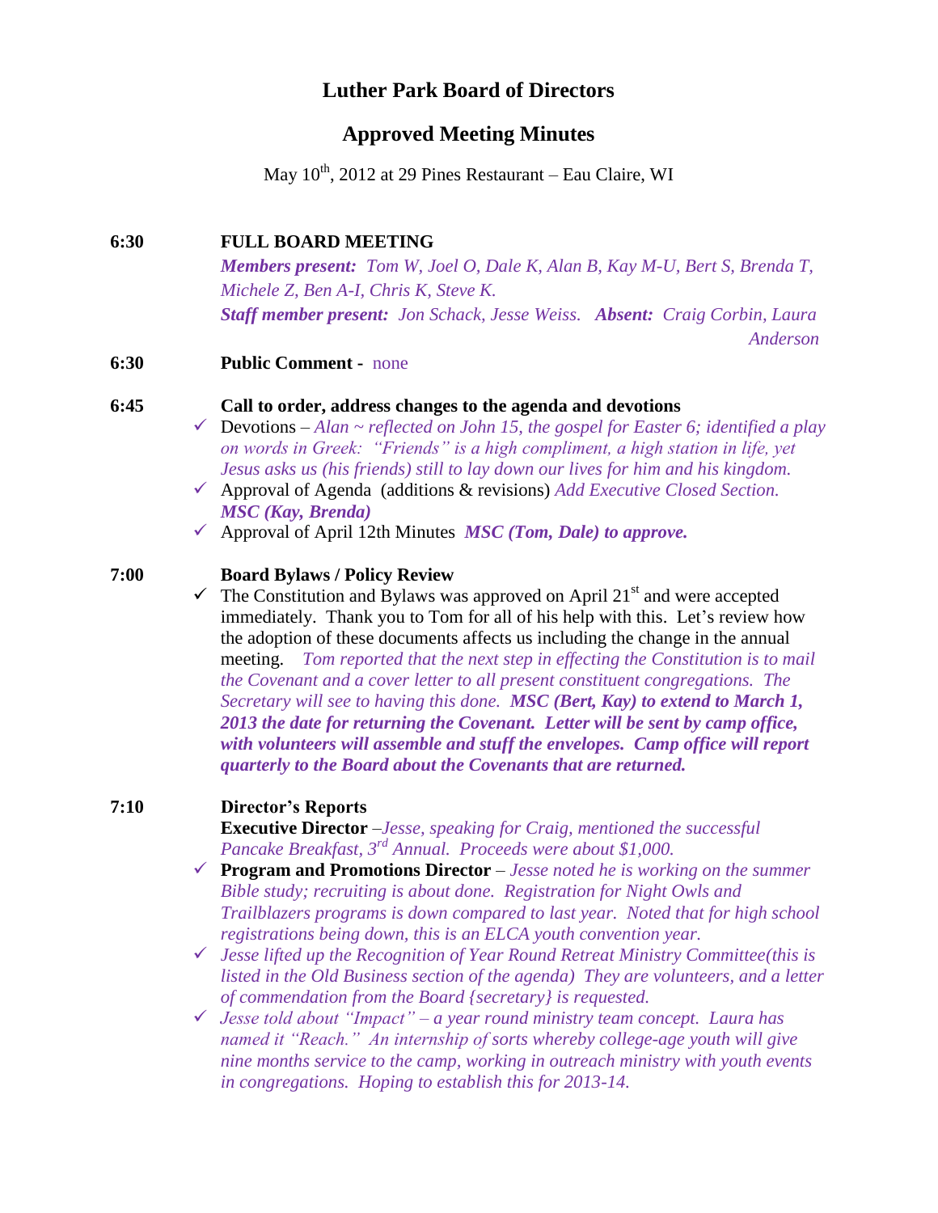# Luther Park Board of Directors

## Approved Meeting Minutes

May 10th, 2012 at 29 Pines Restaurant – Eau Claire, WI

**6:30 FULL BOARD MEETING**

***Members present:*** *Tom W, Joel O, Dale K, Alan B, Kay M-U, Bert S, Brenda T, Michele Z, Ben A-I, Chris K, Steve K.*

***Staff member present:*** *Jon Schack, Jesse Weiss.* ***Absent:*** *Craig Corbin, Laura Anderson*

**6:30 Public Comment -** none

**6:45 Call to order, address changes to the agenda and devotions**

- ✓ Devotions – *Alan ~ reflected on John 15, the gospel for Easter 6; identified a play on words in Greek: "Friends" is a high compliment, a high station in life, yet Jesus asks us (his friends) still to lay down our lives for him and his kingdom.*
- ✓ Approval of Agenda (additions & revisions) *Add Executive Closed Section.* ***MSC (Kay, Brenda)***
- ✓ Approval of April 12th Minutes ***MSC (Tom, Dale) to approve.***

**7:00 Board Bylaws / Policy Review**

- ✓ The Constitution and Bylaws was approved on April 21st and were accepted immediately. Thank you to Tom for all of his help with this. Let's review how the adoption of these documents affects us including the change in the annual meeting. *Tom reported that the next step in effecting the Constitution is to mail the Covenant and a cover letter to all present constituent congregations. The Secretary will see to having this done.* ***MSC (Bert, Kay) to extend to March 1, 2013 the date for returning the Covenant. Letter will be sent by camp office, with volunteers will assemble and stuff the envelopes. Camp office will report quarterly to the Board about the Covenants that are returned.***

**7:10 Director's Reports**

**Executive Director** –*Jesse, speaking for Craig, mentioned the successful Pancake Breakfast, 3rd Annual. Proceeds were about $1,000.*

- ✓ **Program and Promotions Director** – *Jesse noted he is working on the summer Bible study; recruiting is about done. Registration for Night Owls and Trailblazers programs is down compared to last year. Noted that for high school registrations being down, this is an ELCA youth convention year.*
- ✓ *Jesse lifted up the Recognition of Year Round Retreat Ministry Committee(this is listed in the Old Business section of the agenda) They are volunteers, and a letter of commendation from the Board {secretary} is requested.*
- ✓ *Jesse told about "Impact" – a year round ministry team concept. Laura has named it "Reach." An internship of sorts whereby college-age youth will give nine months service to the camp, working in outreach ministry with youth events in congregations. Hoping to establish this for 2013-14.*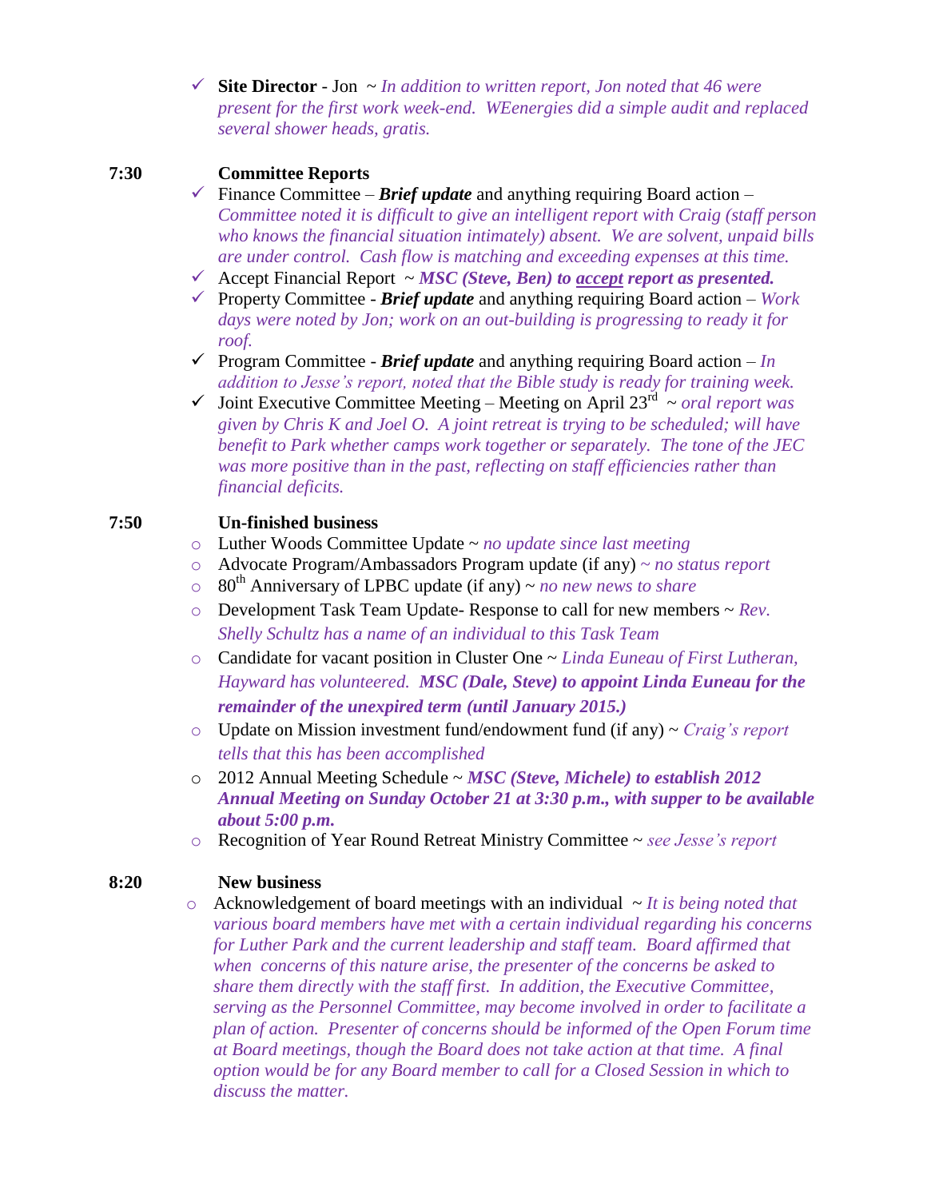- ✓ **Site Director** - Jon ~ *In addition to written report, Jon noted that 46 were present for the first work week-end. WEenergies did a simple audit and replaced several shower heads, gratis.*

**7:30** **Committee Reports**

- ✓ Finance Committee – ***Brief update*** and anything requiring Board action – *Committee noted it is difficult to give an intelligent report with Craig (staff person who knows the financial situation intimately) absent. We are solvent, unpaid bills are under control. Cash flow is matching and exceeding expenses at this time.*
- ✓ Accept Financial Report ~ ***MSC (Steve, Ben) to accept report as presented.***
- ✓ Property Committee - ***Brief update*** and anything requiring Board action – *Work days were noted by Jon; work on an out-building is progressing to ready it for roof.*
- ✓ Program Committee - ***Brief update*** and anything requiring Board action – *In addition to Jesse's report, noted that the Bible study is ready for training week.*
- ✓ Joint Executive Committee Meeting – Meeting on April 23rd ~ *oral report was given by Chris K and Joel O. A joint retreat is trying to be scheduled; will have benefit to Park whether camps work together or separately. The tone of the JEC was more positive than in the past, reflecting on staff efficiencies rather than financial deficits.*

**7:50** **Un-finished business**

- Luther Woods Committee Update ~ *no update since last meeting*
- Advocate Program/Ambassadors Program update (if any) ~ *no status report*
- 80th Anniversary of LPBC update (if any) ~ *no new news to share*
- Development Task Team Update- Response to call for new members ~ *Rev. Shelly Schultz has a name of an individual to this Task Team*
- Candidate for vacant position in Cluster One ~ *Linda Euneau of First Lutheran, Hayward has volunteered.* ***MSC (Dale, Steve) to appoint Linda Euneau for the remainder of the unexpired term (until January 2015.)***
- Update on Mission investment fund/endowment fund (if any) ~ *Craig's report tells that this has been accomplished*
- 2012 Annual Meeting Schedule ~ ***MSC (Steve, Michele) to establish 2012 Annual Meeting on Sunday October 21 at 3:30 p.m., with supper to be available about 5:00 p.m.***
- Recognition of Year Round Retreat Ministry Committee ~ *see Jesse's report*

**8:20** **New business**

- Acknowledgement of board meetings with an individual ~ *It is being noted that various board members have met with a certain individual regarding his concerns for Luther Park and the current leadership and staff team. Board affirmed that when concerns of this nature arise, the presenter of the concerns be asked to share them directly with the staff first. In addition, the Executive Committee, serving as the Personnel Committee, may become involved in order to facilitate a plan of action. Presenter of concerns should be informed of the Open Forum time at Board meetings, though the Board does not take action at that time. A final option would be for any Board member to call for a Closed Session in which to discuss the matter.*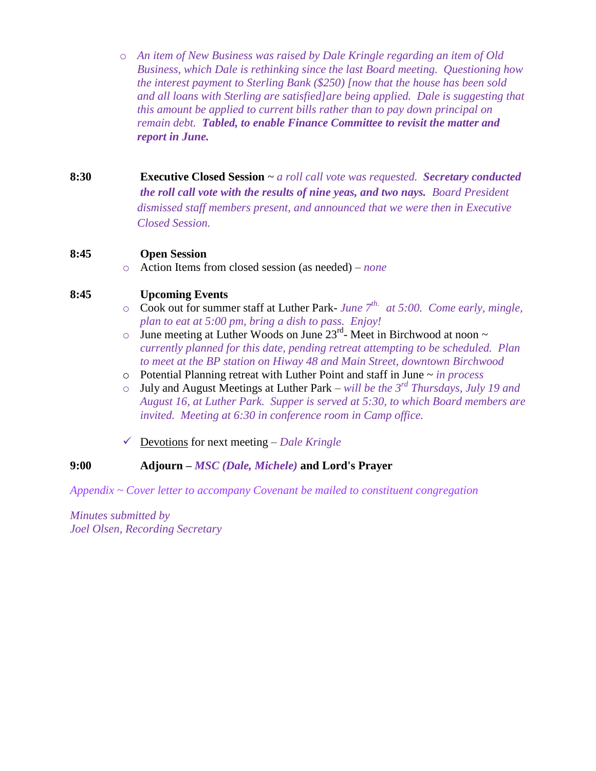- *An item of New Business was raised by Dale Kringle regarding an item of Old Business, which Dale is rethinking since the last Board meeting. Questioning how the interest payment to Sterling Bank ($250) [now that the house has been sold and all loans with Sterling are satisfied]are being applied. Dale is suggesting that this amount be applied to current bills rather than to pay down principal on remain debt.* ***Tabled, to enable Finance Committee to revisit the matter and report in June.***

**8:30** **Executive Closed Session** ~ *a roll call vote was requested.* ***Secretary conducted the roll call vote with the results of nine yeas, and two nays.*** *Board President dismissed staff members present, and announced that we were then in Executive Closed Session.*

**8:45** **Open Session**

- Action Items from closed session (as needed) – *none*

**8:45** **Upcoming Events**

- Cook out for summer staff at Luther Park- *June 7th. at 5:00. Come early, mingle, plan to eat at 5:00 pm, bring a dish to pass. Enjoy!*
- June meeting at Luther Woods on June 23rd- Meet in Birchwood at noon ~ *currently planned for this date, pending retreat attempting to be scheduled. Plan to meet at the BP station on Hiway 48 and Main Street, downtown Birchwood*
- Potential Planning retreat with Luther Point and staff in June ~ *in process*
- July and August Meetings at Luther Park – *will be the 3rd Thursdays, July 19 and August 16, at Luther Park. Supper is served at 5:30, to which Board members are invited. Meeting at 6:30 in conference room in Camp office.*

- ✓ Devotions for next meeting – *Dale Kringle*

**9:00** **Adjourn –** ***MSC (Dale, Michele)*** **and Lord's Prayer**

*Appendix ~ Cover letter to accompany Covenant be mailed to constituent congregation*

*Minutes submitted by*
*Joel Olsen, Recording Secretary*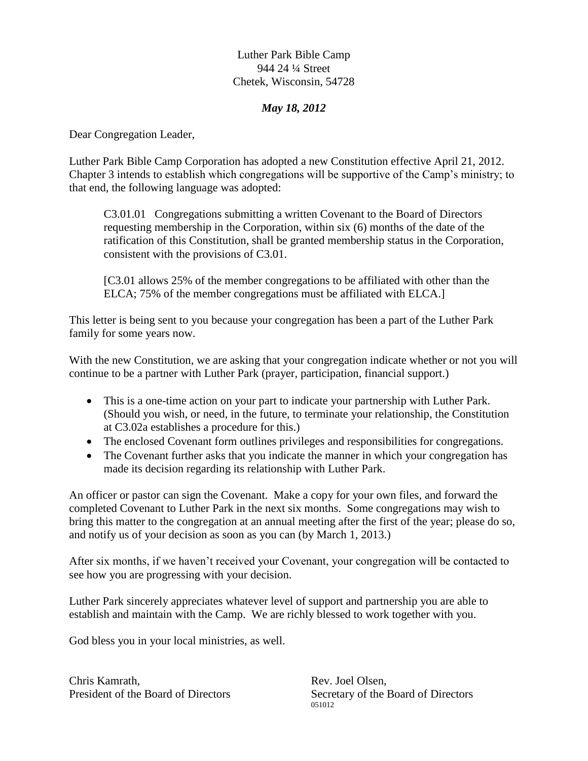Luther Park Bible Camp
944 24 ¼ Street
Chetek, Wisconsin, 54728

***May 18, 2012***

Dear Congregation Leader,

Luther Park Bible Camp Corporation has adopted a new Constitution effective April 21, 2012. Chapter 3 intends to establish which congregations will be supportive of the Camp's ministry; to that end, the following language was adopted:

> C3.01.01 Congregations submitting a written Covenant to the Board of Directors requesting membership in the Corporation, within six (6) months of the date of the ratification of this Constitution, shall be granted membership status in the Corporation, consistent with the provisions of C3.01.
>
> [C3.01 allows 25% of the member congregations to be affiliated with other than the ELCA; 75% of the member congregations must be affiliated with ELCA.]

This letter is being sent to you because your congregation has been a part of the Luther Park family for some years now.

With the new Constitution, we are asking that your congregation indicate whether or not you will continue to be a partner with Luther Park (prayer, participation, financial support.)

- This is a one-time action on your part to indicate your partnership with Luther Park. (Should you wish, or need, in the future, to terminate your relationship, the Constitution at C3.02a establishes a procedure for this.)
- The enclosed Covenant form outlines privileges and responsibilities for congregations.
- The Covenant further asks that you indicate the manner in which your congregation has made its decision regarding its relationship with Luther Park.

An officer or pastor can sign the Covenant. Make a copy for your own files, and forward the completed Covenant to Luther Park in the next six months. Some congregations may wish to bring this matter to the congregation at an annual meeting after the first of the year; please do so, and notify us of your decision as soon as you can (by March 1, 2013.)

After six months, if we haven't received your Covenant, your congregation will be contacted to see how you are progressing with your decision.

Luther Park sincerely appreciates whatever level of support and partnership you are able to establish and maintain with the Camp. We are richly blessed to work together with you.

God bless you in your local ministries, as well.

Chris Kamrath,
President of the Board of Directors

Rev. Joel Olsen,
Secretary of the Board of Directors

051012